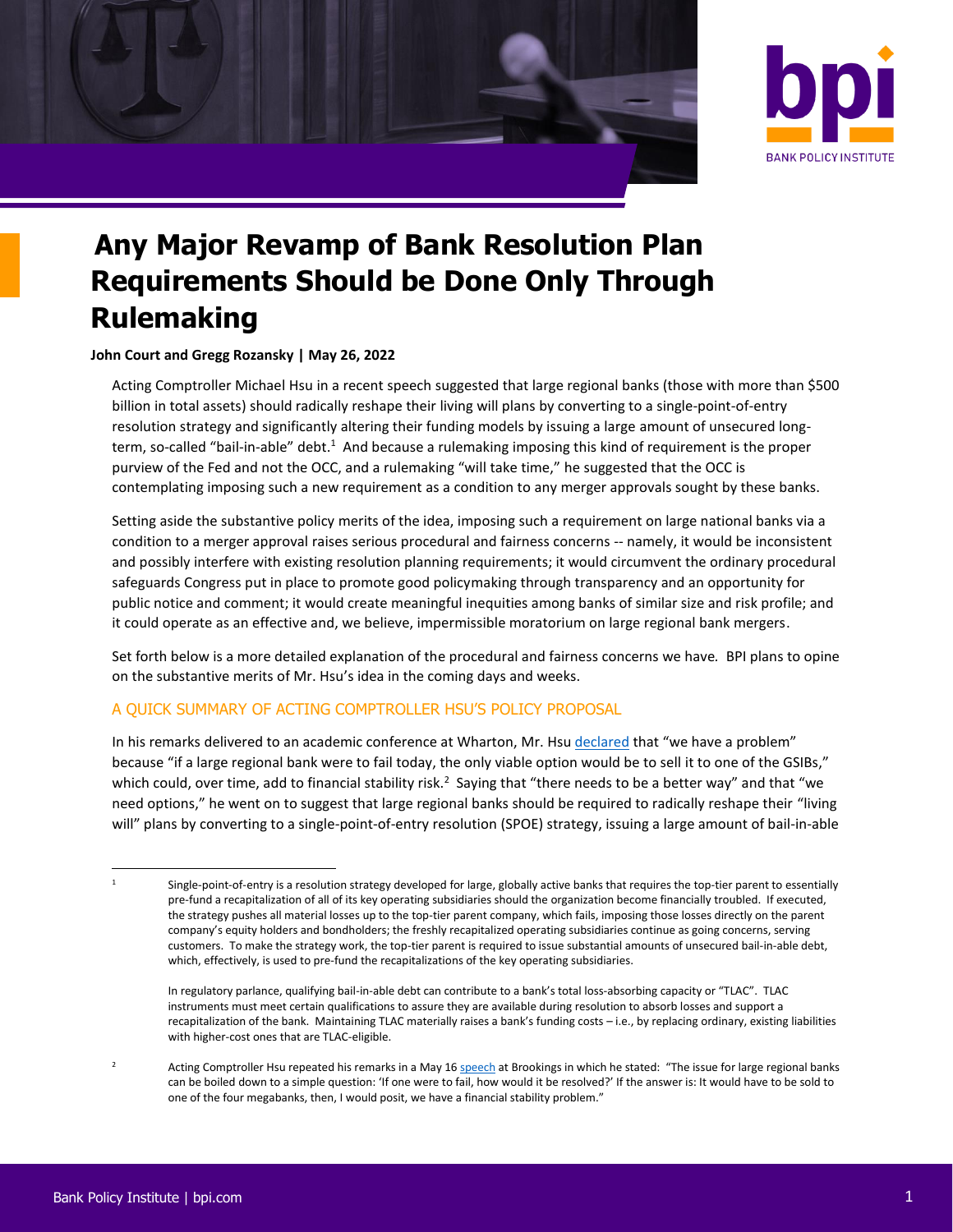# Any Major Revamp of Bank Resolution Plan Requirements Should be Done Only Through Rulemaking

**John Court and Gregg Rozansky | May 26, 2022**

Acting Comptroller Michael Hsu in a recent speech suggested that large regional banks (those with more than $500 billion in total assets) should radically reshape their living will plans by converting to a single-point-of-entry resolution strategy and significantly altering their funding models by issuing a large amount of unsecured long-term, so-called "bail-in-able" debt.[1] And because a rulemaking imposing this kind of requirement is the proper purview of the Fed and not the OCC, and a rulemaking "will take time," he suggested that the OCC is contemplating imposing such a new requirement as a condition to any merger approvals sought by these banks.

Setting aside the substantive policy merits of the idea, imposing such a requirement on large national banks via a condition to a merger approval raises serious procedural and fairness concerns -- namely, it would be inconsistent and possibly interfere with existing resolution planning requirements; it would circumvent the ordinary procedural safeguards Congress put in place to promote good policymaking through transparency and an opportunity for public notice and comment; it would create meaningful inequities among banks of similar size and risk profile; and it could operate as an effective and, we believe, impermissible moratorium on large regional bank mergers.

Set forth below is a more detailed explanation of the procedural and fairness concerns we have. BPI plans to opine on the substantive merits of Mr. Hsu's idea in the coming days and weeks.

## A QUICK SUMMARY OF ACTING COMPTROLLER HSU'S POLICY PROPOSAL

In his remarks delivered to an academic conference at Wharton, Mr. Hsu declared that "we have a problem" because "if a large regional bank were to fail today, the only viable option would be to sell it to one of the GSIBs," which could, over time, add to financial stability risk.[2] Saying that "there needs to be a better way" and that "we need options," he went on to suggest that large regional banks should be required to radically reshape their "living will" plans by converting to a single-point-of-entry resolution (SPOE) strategy, issuing a large amount of bail-in-able

---

[1] Single-point-of-entry is a resolution strategy developed for large, globally active banks that requires the top-tier parent to essentially pre-fund a recapitalization of all of its key operating subsidiaries should the organization become financially troubled. If executed, the strategy pushes all material losses up to the top-tier parent company, which fails, imposing those losses directly on the parent company's equity holders and bondholders; the freshly recapitalized operating subsidiaries continue as going concerns, serving customers. To make the strategy work, the top-tier parent is required to issue substantial amounts of unsecured bail-in-able debt, which, effectively, is used to pre-fund the recapitalizations of the key operating subsidiaries.

In regulatory parlance, qualifying bail-in-able debt can contribute to a bank's total loss-absorbing capacity or "TLAC". TLAC instruments must meet certain qualifications to assure they are available during resolution to absorb losses and support a recapitalization of the bank. Maintaining TLAC materially raises a bank's funding costs – i.e., by replacing ordinary, existing liabilities with higher-cost ones that are TLAC-eligible.

[2] Acting Comptroller Hsu repeated his remarks in a May 16 speech at Brookings in which he stated: "The issue for large regional banks can be boiled down to a simple question: 'If one were to fail, how would it be resolved?' If the answer is: It would have to be sold to one of the four megabanks, then, I would posit, we have a financial stability problem."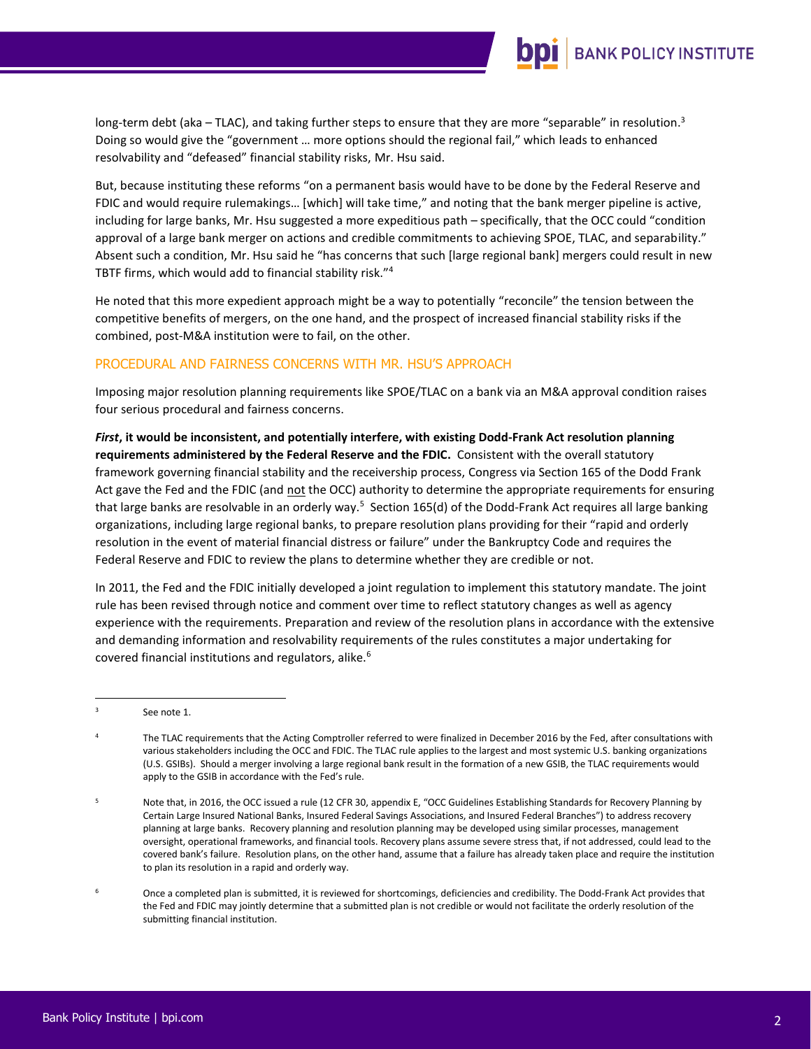long-term debt (aka – TLAC), and taking further steps to ensure that they are more "separable" in resolution.[3] Doing so would give the "government … more options should the regional fail," which leads to enhanced resolvability and "defeased" financial stability risks, Mr. Hsu said.

But, because instituting these reforms "on a permanent basis would have to be done by the Federal Reserve and FDIC and would require rulemakings… [which] will take time," and noting that the bank merger pipeline is active, including for large banks, Mr. Hsu suggested a more expeditious path – specifically, that the OCC could "condition approval of a large bank merger on actions and credible commitments to achieving SPOE, TLAC, and separability." Absent such a condition, Mr. Hsu said he "has concerns that such [large regional bank] mergers could result in new TBTF firms, which would add to financial stability risk."[4]

He noted that this more expedient approach might be a way to potentially "reconcile" the tension between the competitive benefits of mergers, on the one hand, and the prospect of increased financial stability risks if the combined, post-M&A institution were to fail, on the other.

## PROCEDURAL AND FAIRNESS CONCERNS WITH MR. HSU'S APPROACH

Imposing major resolution planning requirements like SPOE/TLAC on a bank via an M&A approval condition raises four serious procedural and fairness concerns.

***First*, it would be inconsistent, and potentially interfere, with existing Dodd-Frank Act resolution planning requirements administered by the Federal Reserve and the FDIC.** Consistent with the overall statutory framework governing financial stability and the receivership process, Congress via Section 165 of the Dodd Frank Act gave the Fed and the FDIC (and not the OCC) authority to determine the appropriate requirements for ensuring that large banks are resolvable in an orderly way.[5] Section 165(d) of the Dodd-Frank Act requires all large banking organizations, including large regional banks, to prepare resolution plans providing for their "rapid and orderly resolution in the event of material financial distress or failure" under the Bankruptcy Code and requires the Federal Reserve and FDIC to review the plans to determine whether they are credible or not.

In 2011, the Fed and the FDIC initially developed a joint regulation to implement this statutory mandate. The joint rule has been revised through notice and comment over time to reflect statutory changes as well as agency experience with the requirements. Preparation and review of the resolution plans in accordance with the extensive and demanding information and resolvability requirements of the rules constitutes a major undertaking for covered financial institutions and regulators, alike.[6]

---

[3] See note 1.

[4] The TLAC requirements that the Acting Comptroller referred to were finalized in December 2016 by the Fed, after consultations with various stakeholders including the OCC and FDIC. The TLAC rule applies to the largest and most systemic U.S. banking organizations (U.S. GSIBs). Should a merger involving a large regional bank result in the formation of a new GSIB, the TLAC requirements would apply to the GSIB in accordance with the Fed's rule.

[5] Note that, in 2016, the OCC issued a rule (12 CFR 30, appendix E, "OCC Guidelines Establishing Standards for Recovery Planning by Certain Large Insured National Banks, Insured Federal Savings Associations, and Insured Federal Branches") to address recovery planning at large banks. Recovery planning and resolution planning may be developed using similar processes, management oversight, operational frameworks, and financial tools. Recovery plans assume severe stress that, if not addressed, could lead to the covered bank's failure. Resolution plans, on the other hand, assume that a failure has already taken place and require the institution to plan its resolution in a rapid and orderly way.

[6] Once a completed plan is submitted, it is reviewed for shortcomings, deficiencies and credibility. The Dodd-Frank Act provides that the Fed and FDIC may jointly determine that a submitted plan is not credible or would not facilitate the orderly resolution of the submitting financial institution.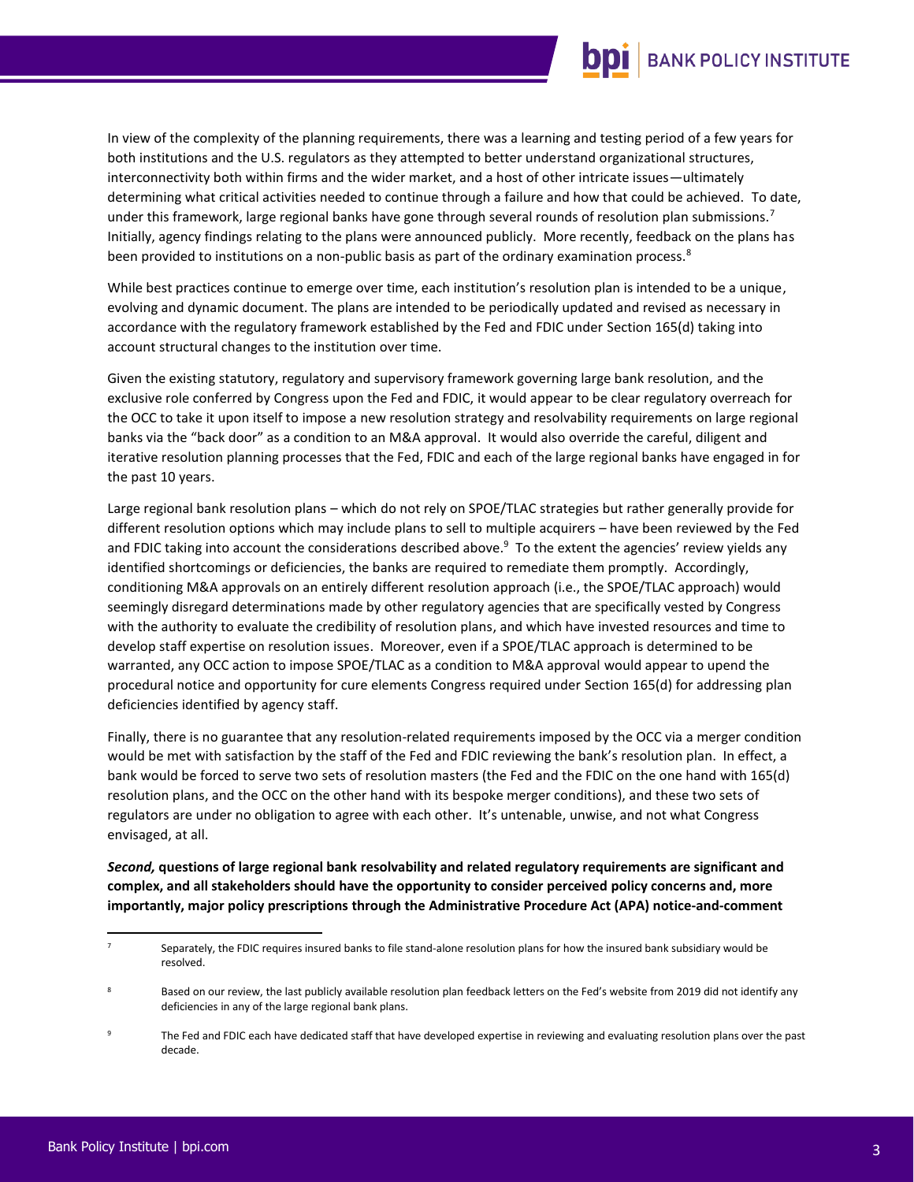In view of the complexity of the planning requirements, there was a learning and testing period of a few years for both institutions and the U.S. regulators as they attempted to better understand organizational structures, interconnectivity both within firms and the wider market, and a host of other intricate issues—ultimately determining what critical activities needed to continue through a failure and how that could be achieved. To date, under this framework, large regional banks have gone through several rounds of resolution plan submissions.[7] Initially, agency findings relating to the plans were announced publicly. More recently, feedback on the plans has been provided to institutions on a non-public basis as part of the ordinary examination process.[8]

While best practices continue to emerge over time, each institution's resolution plan is intended to be a unique, evolving and dynamic document. The plans are intended to be periodically updated and revised as necessary in accordance with the regulatory framework established by the Fed and FDIC under Section 165(d) taking into account structural changes to the institution over time.

Given the existing statutory, regulatory and supervisory framework governing large bank resolution, and the exclusive role conferred by Congress upon the Fed and FDIC, it would appear to be clear regulatory overreach for the OCC to take it upon itself to impose a new resolution strategy and resolvability requirements on large regional banks via the "back door" as a condition to an M&A approval. It would also override the careful, diligent and iterative resolution planning processes that the Fed, FDIC and each of the large regional banks have engaged in for the past 10 years.

Large regional bank resolution plans – which do not rely on SPOE/TLAC strategies but rather generally provide for different resolution options which may include plans to sell to multiple acquirers – have been reviewed by the Fed and FDIC taking into account the considerations described above.[9] To the extent the agencies' review yields any identified shortcomings or deficiencies, the banks are required to remediate them promptly. Accordingly, conditioning M&A approvals on an entirely different resolution approach (i.e., the SPOE/TLAC approach) would seemingly disregard determinations made by other regulatory agencies that are specifically vested by Congress with the authority to evaluate the credibility of resolution plans, and which have invested resources and time to develop staff expertise on resolution issues. Moreover, even if a SPOE/TLAC approach is determined to be warranted, any OCC action to impose SPOE/TLAC as a condition to M&A approval would appear to upend the procedural notice and opportunity for cure elements Congress required under Section 165(d) for addressing plan deficiencies identified by agency staff.

Finally, there is no guarantee that any resolution-related requirements imposed by the OCC via a merger condition would be met with satisfaction by the staff of the Fed and FDIC reviewing the bank's resolution plan. In effect, a bank would be forced to serve two sets of resolution masters (the Fed and the FDIC on the one hand with 165(d) resolution plans, and the OCC on the other hand with its bespoke merger conditions), and these two sets of regulators are under no obligation to agree with each other. It's untenable, unwise, and not what Congress envisaged, at all.

***Second,*** **questions of large regional bank resolvability and related regulatory requirements are significant and complex, and all stakeholders should have the opportunity to consider perceived policy concerns and, more importantly, major policy prescriptions through the Administrative Procedure Act (APA) notice-and-comment**

---

[7] Separately, the FDIC requires insured banks to file stand-alone resolution plans for how the insured bank subsidiary would be resolved.

[8] Based on our review, the last publicly available resolution plan feedback letters on the Fed's website from 2019 did not identify any deficiencies in any of the large regional bank plans.

[9] The Fed and FDIC each have dedicated staff that have developed expertise in reviewing and evaluating resolution plans over the past decade.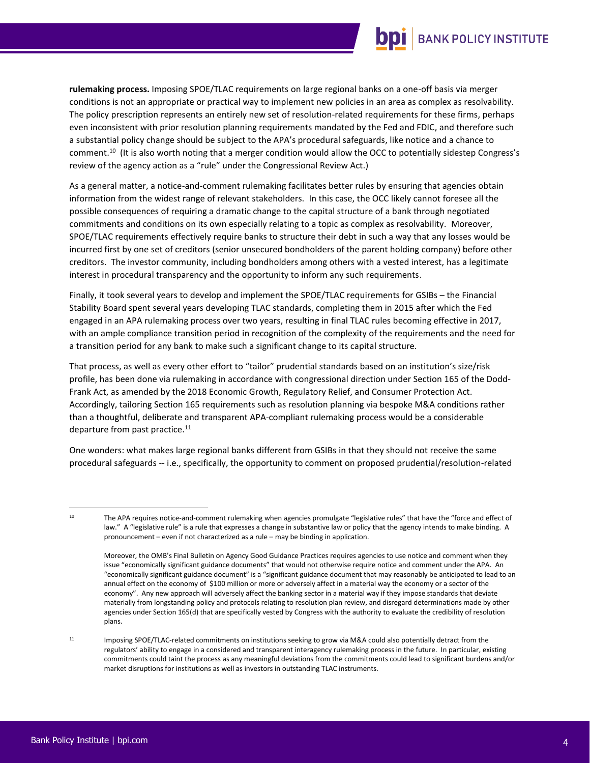**rulemaking process.** Imposing SPOE/TLAC requirements on large regional banks on a one-off basis via merger conditions is not an appropriate or practical way to implement new policies in an area as complex as resolvability. The policy prescription represents an entirely new set of resolution-related requirements for these firms, perhaps even inconsistent with prior resolution planning requirements mandated by the Fed and FDIC, and therefore such a substantial policy change should be subject to the APA's procedural safeguards, like notice and a chance to comment.[10] (It is also worth noting that a merger condition would allow the OCC to potentially sidestep Congress's review of the agency action as a "rule" under the Congressional Review Act.)

As a general matter, a notice-and-comment rulemaking facilitates better rules by ensuring that agencies obtain information from the widest range of relevant stakeholders. In this case, the OCC likely cannot foresee all the possible consequences of requiring a dramatic change to the capital structure of a bank through negotiated commitments and conditions on its own especially relating to a topic as complex as resolvability. Moreover, SPOE/TLAC requirements effectively require banks to structure their debt in such a way that any losses would be incurred first by one set of creditors (senior unsecured bondholders of the parent holding company) before other creditors. The investor community, including bondholders among others with a vested interest, has a legitimate interest in procedural transparency and the opportunity to inform any such requirements.

Finally, it took several years to develop and implement the SPOE/TLAC requirements for GSIBs – the Financial Stability Board spent several years developing TLAC standards, completing them in 2015 after which the Fed engaged in an APA rulemaking process over two years, resulting in final TLAC rules becoming effective in 2017, with an ample compliance transition period in recognition of the complexity of the requirements and the need for a transition period for any bank to make such a significant change to its capital structure.

That process, as well as every other effort to "tailor" prudential standards based on an institution's size/risk profile, has been done via rulemaking in accordance with congressional direction under Section 165 of the Dodd-Frank Act, as amended by the 2018 Economic Growth, Regulatory Relief, and Consumer Protection Act. Accordingly, tailoring Section 165 requirements such as resolution planning via bespoke M&A conditions rather than a thoughtful, deliberate and transparent APA-compliant rulemaking process would be a considerable departure from past practice.[11]

One wonders: what makes large regional banks different from GSIBs in that they should not receive the same procedural safeguards -- i.e., specifically, the opportunity to comment on proposed prudential/resolution-related

---

[10] The APA requires notice-and-comment rulemaking when agencies promulgate "legislative rules" that have the "force and effect of law." A "legislative rule" is a rule that expresses a change in substantive law or policy that the agency intends to make binding. A pronouncement – even if not characterized as a rule – may be binding in application.

Moreover, the OMB's Final Bulletin on Agency Good Guidance Practices requires agencies to use notice and comment when they issue "economically significant guidance documents" that would not otherwise require notice and comment under the APA. An "economically significant guidance document" is a "significant guidance document that may reasonably be anticipated to lead to an annual effect on the economy of $100 million or more or adversely affect in a material way the economy or a sector of the economy". Any new approach will adversely affect the banking sector in a material way if they impose standards that deviate materially from longstanding policy and protocols relating to resolution plan review, and disregard determinations made by other agencies under Section 165(d) that are specifically vested by Congress with the authority to evaluate the credibility of resolution plans.

[11] Imposing SPOE/TLAC-related commitments on institutions seeking to grow via M&A could also potentially detract from the regulators' ability to engage in a considered and transparent interagency rulemaking process in the future. In particular, existing commitments could taint the process as any meaningful deviations from the commitments could lead to significant burdens and/or market disruptions for institutions as well as investors in outstanding TLAC instruments.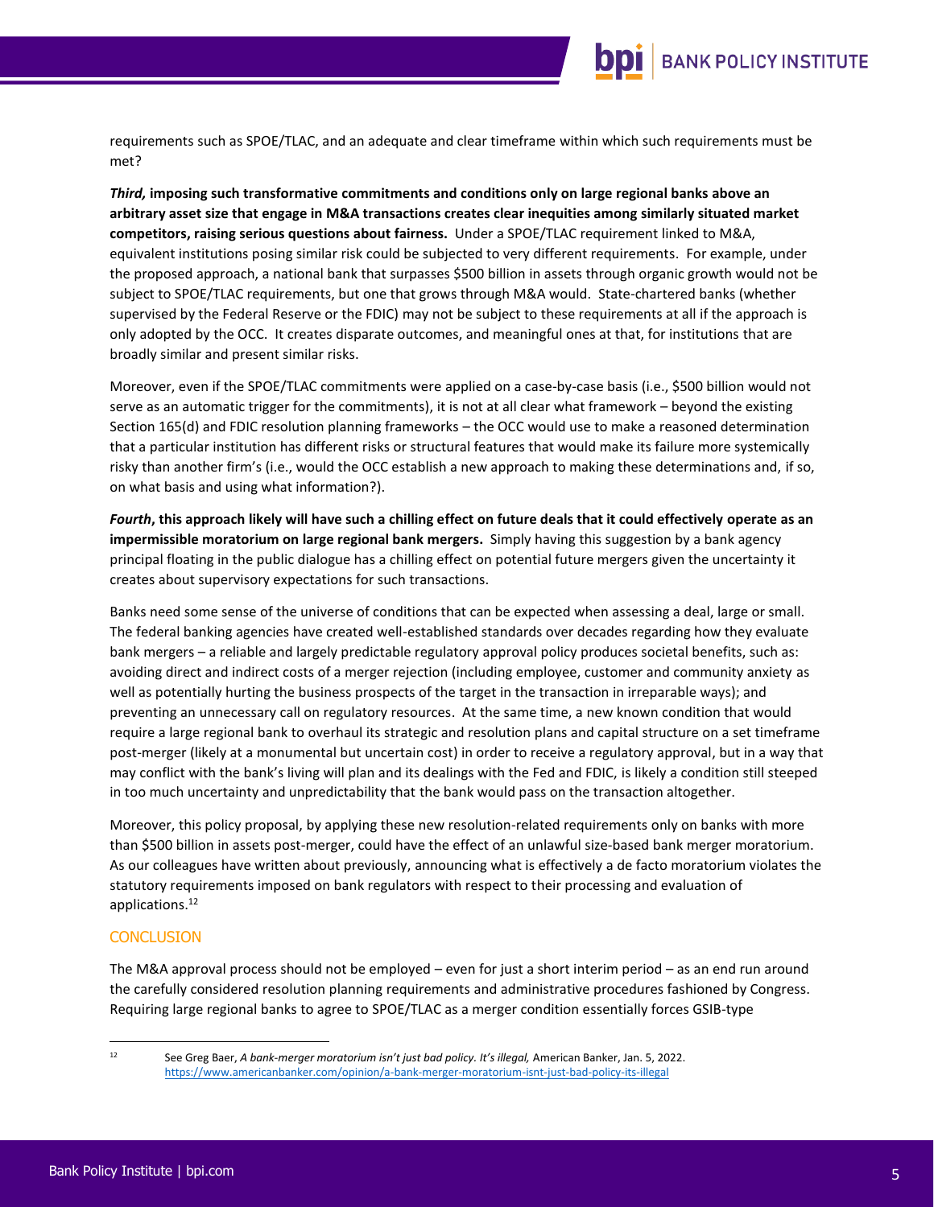requirements such as SPOE/TLAC, and an adequate and clear timeframe within which such requirements must be met?

***Third,*** **imposing such transformative commitments and conditions only on large regional banks above an arbitrary asset size that engage in M&A transactions creates clear inequities among similarly situated market competitors, raising serious questions about fairness.** Under a SPOE/TLAC requirement linked to M&A, equivalent institutions posing similar risk could be subjected to very different requirements. For example, under the proposed approach, a national bank that surpasses $500 billion in assets through organic growth would not be subject to SPOE/TLAC requirements, but one that grows through M&A would. State-chartered banks (whether supervised by the Federal Reserve or the FDIC) may not be subject to these requirements at all if the approach is only adopted by the OCC. It creates disparate outcomes, and meaningful ones at that, for institutions that are broadly similar and present similar risks.

Moreover, even if the SPOE/TLAC commitments were applied on a case-by-case basis (i.e., $500 billion would not serve as an automatic trigger for the commitments), it is not at all clear what framework – beyond the existing Section 165(d) and FDIC resolution planning frameworks – the OCC would use to make a reasoned determination that a particular institution has different risks or structural features that would make its failure more systemically risky than another firm's (i.e., would the OCC establish a new approach to making these determinations and, if so, on what basis and using what information?).

***Fourth*****, this approach likely will have such a chilling effect on future deals that it could effectively operate as an impermissible moratorium on large regional bank mergers.** Simply having this suggestion by a bank agency principal floating in the public dialogue has a chilling effect on potential future mergers given the uncertainty it creates about supervisory expectations for such transactions.

Banks need some sense of the universe of conditions that can be expected when assessing a deal, large or small. The federal banking agencies have created well-established standards over decades regarding how they evaluate bank mergers – a reliable and largely predictable regulatory approval policy produces societal benefits, such as: avoiding direct and indirect costs of a merger rejection (including employee, customer and community anxiety as well as potentially hurting the business prospects of the target in the transaction in irreparable ways); and preventing an unnecessary call on regulatory resources. At the same time, a new known condition that would require a large regional bank to overhaul its strategic and resolution plans and capital structure on a set timeframe post-merger (likely at a monumental but uncertain cost) in order to receive a regulatory approval, but in a way that may conflict with the bank's living will plan and its dealings with the Fed and FDIC, is likely a condition still steeped in too much uncertainty and unpredictability that the bank would pass on the transaction altogether.

Moreover, this policy proposal, by applying these new resolution-related requirements only on banks with more than $500 billion in assets post-merger, could have the effect of an unlawful size-based bank merger moratorium. As our colleagues have written about previously, announcing what is effectively a de facto moratorium violates the statutory requirements imposed on bank regulators with respect to their processing and evaluation of applications.[12]

## CONCLUSION

The M&A approval process should not be employed – even for just a short interim period – as an end run around the carefully considered resolution planning requirements and administrative procedures fashioned by Congress. Requiring large regional banks to agree to SPOE/TLAC as a merger condition essentially forces GSIB-type

---

[12] See Greg Baer, *A bank-merger moratorium isn't just bad policy. It's illegal,* American Banker, Jan. 5, 2022. https://www.americanbanker.com/opinion/a-bank-merger-moratorium-isnt-just-bad-policy-its-illegal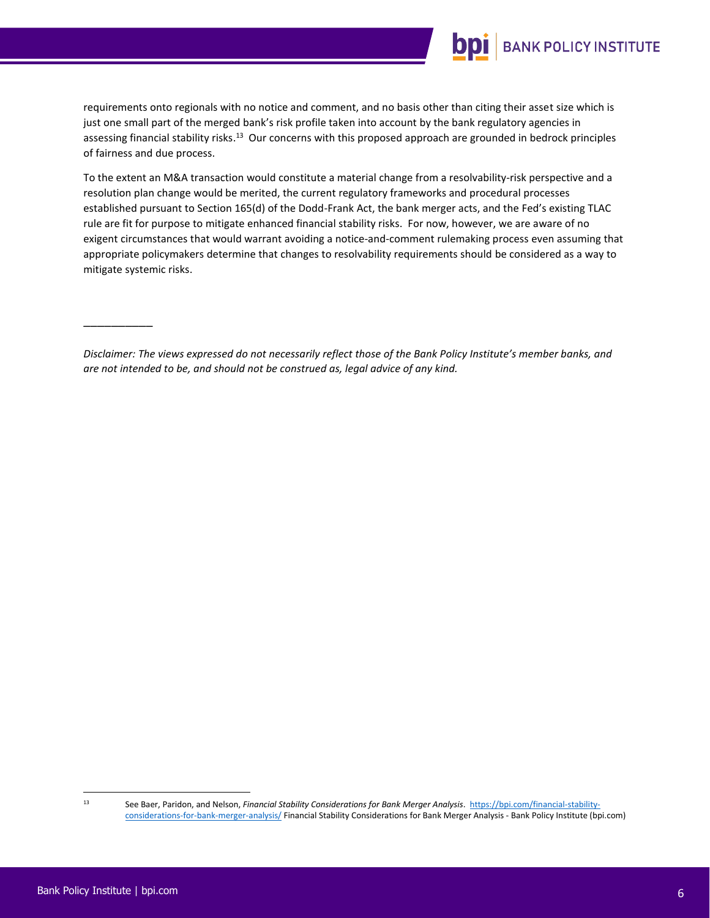requirements onto regionals with no notice and comment, and no basis other than citing their asset size which is just one small part of the merged bank's risk profile taken into account by the bank regulatory agencies in assessing financial stability risks.[13] Our concerns with this proposed approach are grounded in bedrock principles of fairness and due process.

To the extent an M&A transaction would constitute a material change from a resolvability-risk perspective and a resolution plan change would be merited, the current regulatory frameworks and procedural processes established pursuant to Section 165(d) of the Dodd-Frank Act, the bank merger acts, and the Fed's existing TLAC rule are fit for purpose to mitigate enhanced financial stability risks. For now, however, we are aware of no exigent circumstances that would warrant avoiding a notice-and-comment rulemaking process even assuming that appropriate policymakers determine that changes to resolvability requirements should be considered as a way to mitigate systemic risks.

___________

*Disclaimer: The views expressed do not necessarily reflect those of the Bank Policy Institute's member banks, and are not intended to be, and should not be construed as, legal advice of any kind.*

---

[13] See Baer, Paridon, and Nelson, *Financial Stability Considerations for Bank Merger Analysis*. https://bpi.com/financial-stability-considerations-for-bank-merger-analysis/ Financial Stability Considerations for Bank Merger Analysis - Bank Policy Institute (bpi.com)